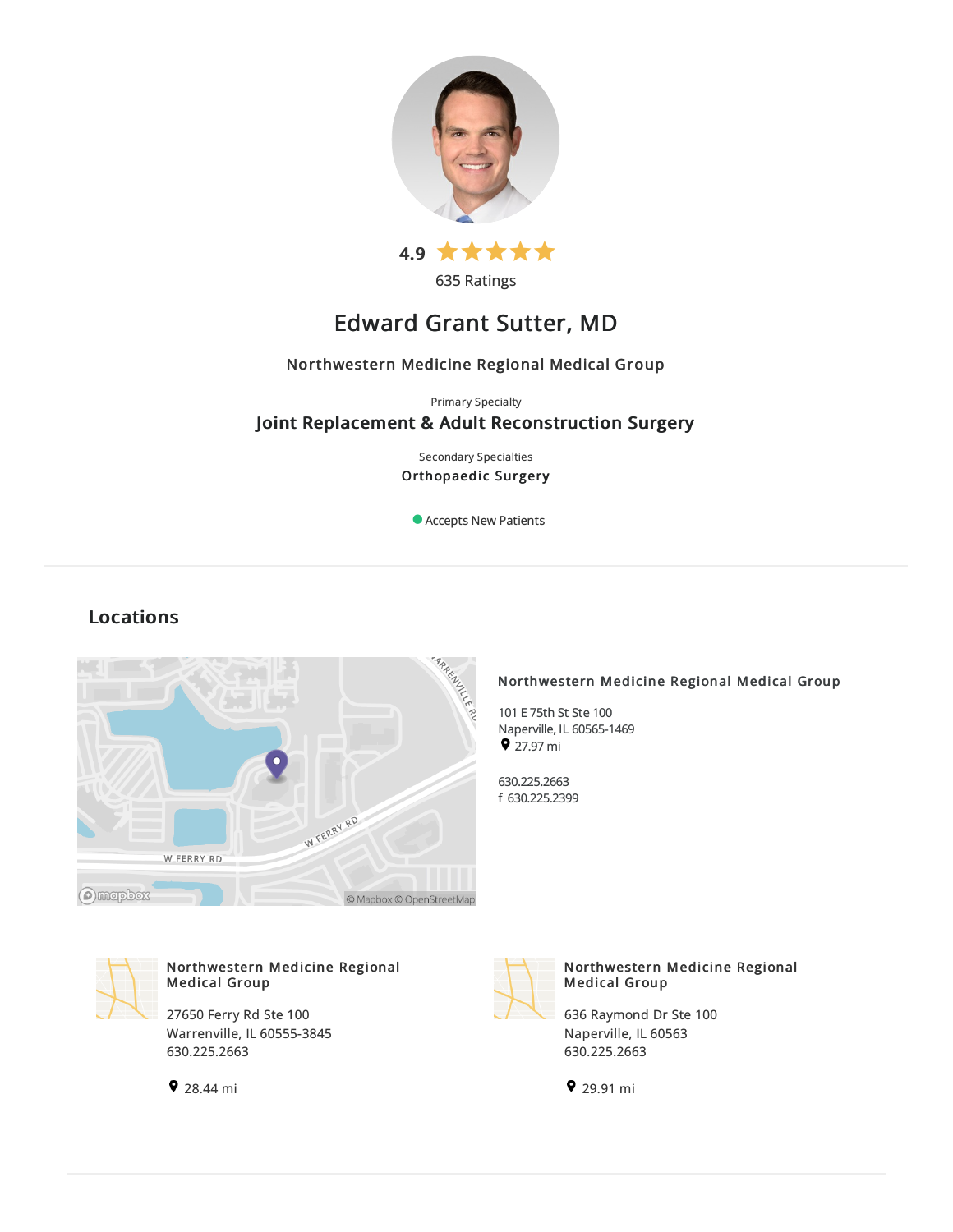4.9 ★★★★★

635 Ratings

# Edward Grant Sutter, MD

Northwestern Medicine Regional Medical Group

Primary Specialty

**Joint Replacement & Adult Reconstruction Surgery**

Secondary Specialties

Orthopaedic Surgery

Accepts New Patients

## Locations

**Northwestern Medicine Regional Medical Group**

101 E 75th St Ste 100
Naperville, IL 60565-1469
27.97 mi

630.225.2663
f 630.225.2399

**Northwestern Medicine Regional Medical Group**

27650 Ferry Rd Ste 100
Warrenville, IL 60555-3845
630.225.2663

28.44 mi

**Northwestern Medicine Regional Medical Group**

636 Raymond Dr Ste 100
Naperville, IL 60563
630.225.2663

29.91 mi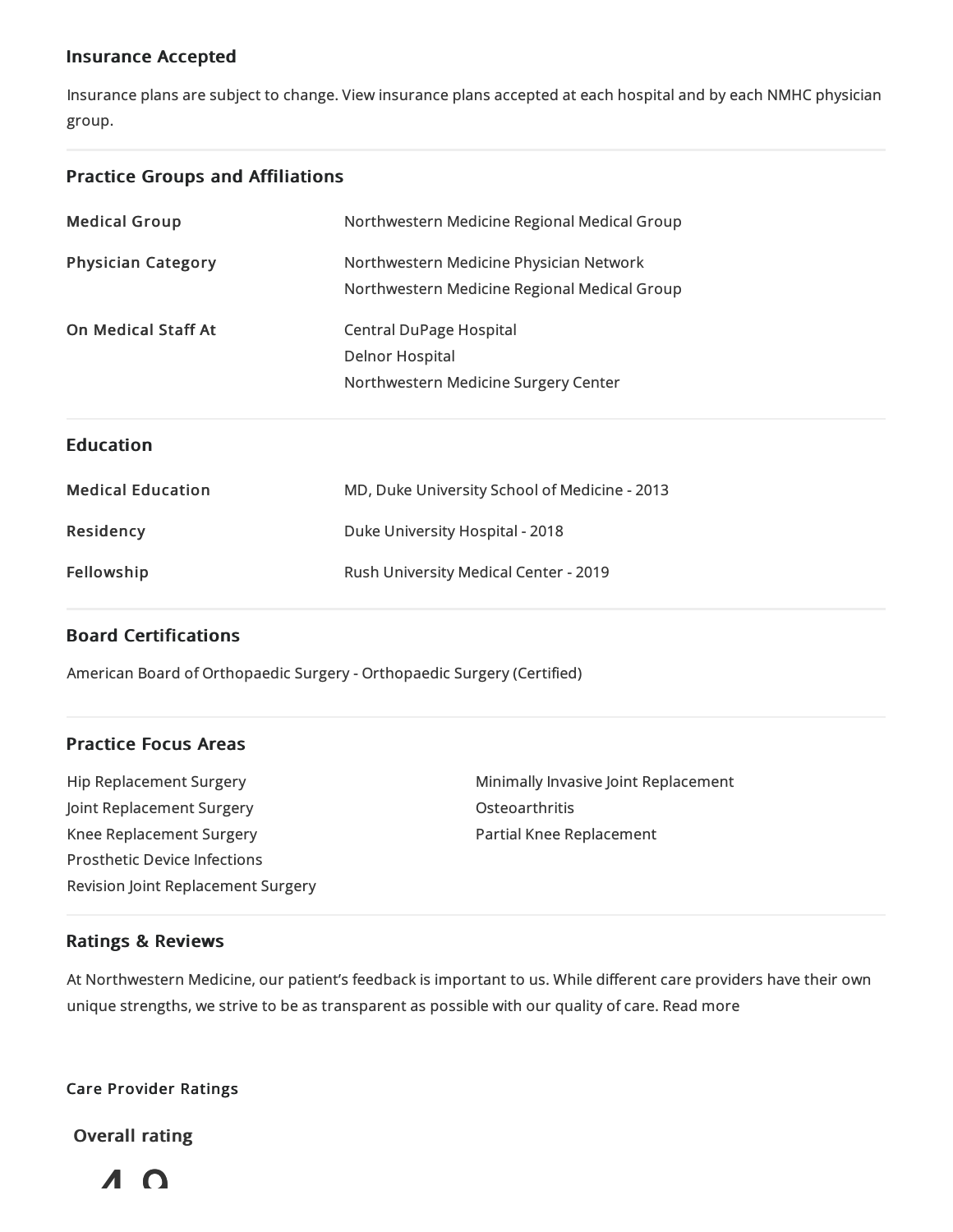## Insurance Accepted

Insurance plans are subject to change. View insurance plans accepted at each hospital and by each NMHC physician group.

## Practice Groups and Affiliations

| | |
|---|---|
| **Medical Group** | Northwestern Medicine Regional Medical Group |
| **Physician Category** | Northwestern Medicine Physician Network<br>Northwestern Medicine Regional Medical Group |
| **On Medical Staff At** | Central DuPage Hospital<br>Delnor Hospital<br>Northwestern Medicine Surgery Center |

## Education

| | |
|---|---|
| **Medical Education** | MD, Duke University School of Medicine - 2013 |
| **Residency** | Duke University Hospital - 2018 |
| **Fellowship** | Rush University Medical Center - 2019 |

## Board Certifications

American Board of Orthopaedic Surgery - Orthopaedic Surgery (Certified)

## Practice Focus Areas

- Hip Replacement Surgery
- Joint Replacement Surgery
- Knee Replacement Surgery
- Prosthetic Device Infections
- Revision Joint Replacement Surgery
- Minimally Invasive Joint Replacement
- Osteoarthritis
- Partial Knee Replacement

## Ratings & Reviews

At Northwestern Medicine, our patient's feedback is important to us. While different care providers have their own unique strengths, we strive to be as transparent as possible with our quality of care. Read more

**Care Provider Ratings**

**Overall rating**

4.9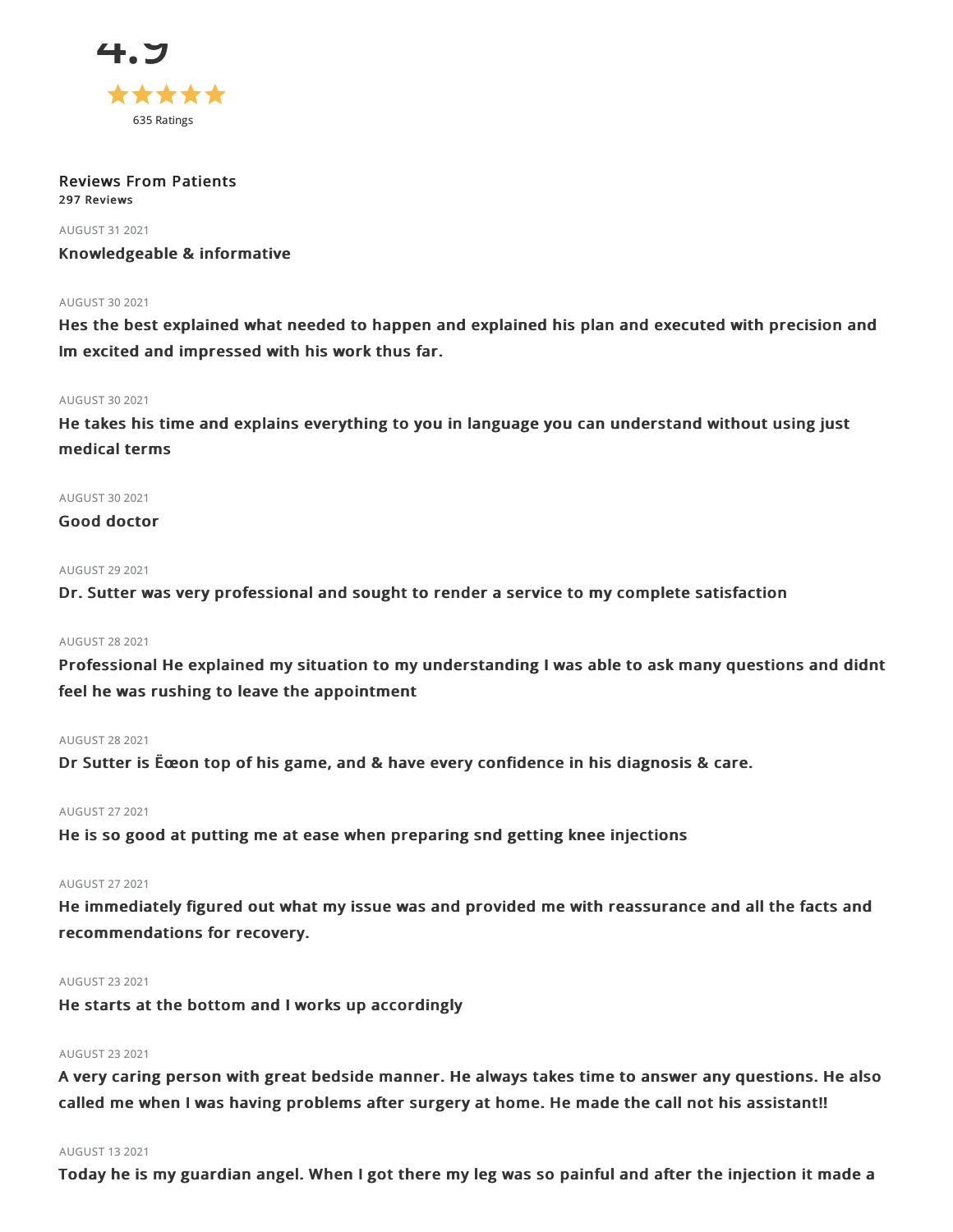4.9

★★★★★

635 Ratings

**Reviews From Patients**

**297 Reviews**

AUGUST 31 2021

**Knowledgeable & informative**

AUGUST 30 2021

**Hes the best explained what needed to happen and explained his plan and executed with precision and Im excited and impressed with his work thus far.**

AUGUST 30 2021

**He takes his time and explains everything to you in language you can understand without using just medical terms**

AUGUST 30 2021

**Good doctor**

AUGUST 29 2021

**Dr. Sutter was very professional and sought to render a service to my complete satisfaction**

AUGUST 28 2021

**Professional He explained my situation to my understanding I was able to ask many questions and didnt feel he was rushing to leave the appointment**

AUGUST 28 2021

**Dr Sutter is Ëœon top of his game, and & have every confidence in his diagnosis & care.**

AUGUST 27 2021

**He is so good at putting me at ease when preparing snd getting knee injections**

AUGUST 27 2021

**He immediately figured out what my issue was and provided me with reassurance and all the facts and recommendations for recovery.**

AUGUST 23 2021

**He starts at the bottom and I works up accordingly**

AUGUST 23 2021

**A very caring person with great bedside manner. He always takes time to answer any questions. He also called me when I was having problems after surgery at home. He made the call not his assistant!!**

AUGUST 13 2021

**Today he is my guardian angel. When I got there my leg was so painful and after the injection it made a**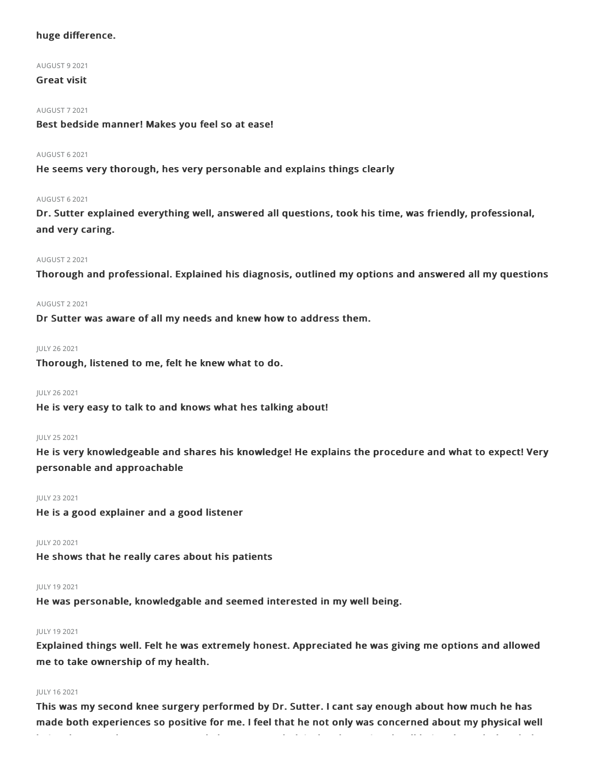**huge difference.**

AUGUST 9 2021

**Great visit**

AUGUST 7 2021

**Best bedside manner! Makes you feel so at ease!**

AUGUST 6 2021

**He seems very thorough, hes very personable and explains things clearly**

AUGUST 6 2021

**Dr. Sutter explained everything well, answered all questions, took his time, was friendly, professional, and very caring.**

AUGUST 2 2021

**Thorough and professional. Explained his diagnosis, outlined my options and answered all my questions**

AUGUST 2 2021

**Dr Sutter was aware of all my needs and knew how to address them.**

JULY 26 2021

**Thorough, listened to me, felt he knew what to do.**

JULY 26 2021

**He is very easy to talk to and knows what hes talking about!**

JULY 25 2021

**He is very knowledgeable and shares his knowledge! He explains the procedure and what to expect! Very personable and approachable**

JULY 23 2021

**He is a good explainer and a good listener**

JULY 20 2021

**He shows that he really cares about his patients**

JULY 19 2021

**He was personable, knowledgable and seemed interested in my well being.**

JULY 19 2021

**Explained things well. Felt he was extremely honest. Appreciated he was giving me options and allowed me to take ownership of my health.**

JULY 16 2021

**This was my second knee surgery performed by Dr. Sutter. I cant say enough about how much he has made both experiences so positive for me. I feel that he not only was concerned about my physical well**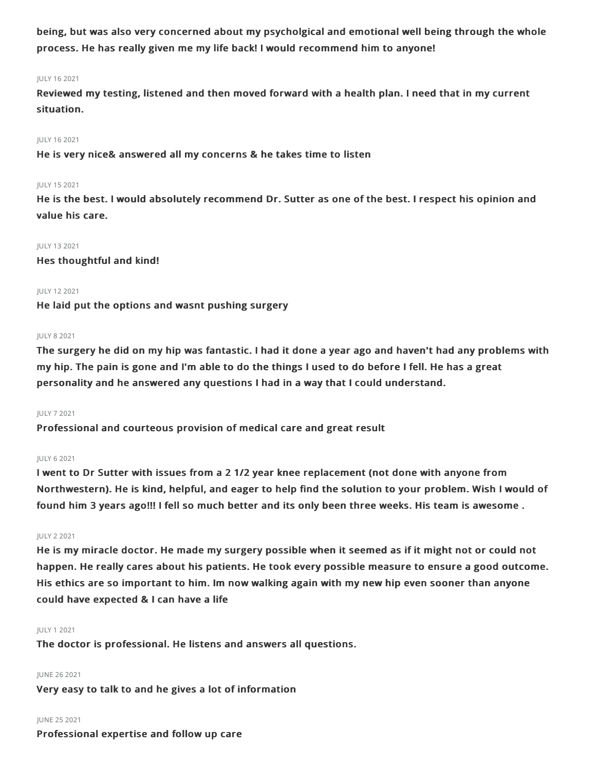**being, but was also very concerned about my psycholgical and emotional well being through the whole process. He has really given me my life back! I would recommend him to anyone!**

JULY 16 2021

**Reviewed my testing, listened and then moved forward with a health plan. I need that in my current situation.**

JULY 16 2021

**He is very nice& answered all my concerns & he takes time to listen**

JULY 15 2021

**He is the best. I would absolutely recommend Dr. Sutter as one of the best. I respect his opinion and value his care.**

JULY 13 2021

**Hes thoughtful and kind!**

JULY 12 2021

**He laid put the options and wasnt pushing surgery**

JULY 8 2021

**The surgery he did on my hip was fantastic. I had it done a year ago and haven't had any problems with my hip. The pain is gone and I'm able to do the things I used to do before I fell. He has a great personality and he answered any questions I had in a way that I could understand.**

JULY 7 2021

**Professional and courteous provision of medical care and great result**

JULY 6 2021

**I went to Dr Sutter with issues from a 2 1/2 year knee replacement (not done with anyone from Northwestern). He is kind, helpful, and eager to help find the solution to your problem. Wish I would of found him 3 years ago!!! I fell so much better and its only been three weeks. His team is awesome .**

JULY 2 2021

**He is my miracle doctor. He made my surgery possible when it seemed as if it might not or could not happen. He really cares about his patients. He took every possible measure to ensure a good outcome. His ethics are so important to him. Im now walking again with my new hip even sooner than anyone could have expected & I can have a life**

JULY 1 2021

**The doctor is professional. He listens and answers all questions.**

JUNE 26 2021

**Very easy to talk to and he gives a lot of information**

JUNE 25 2021

**Professional expertise and follow up care**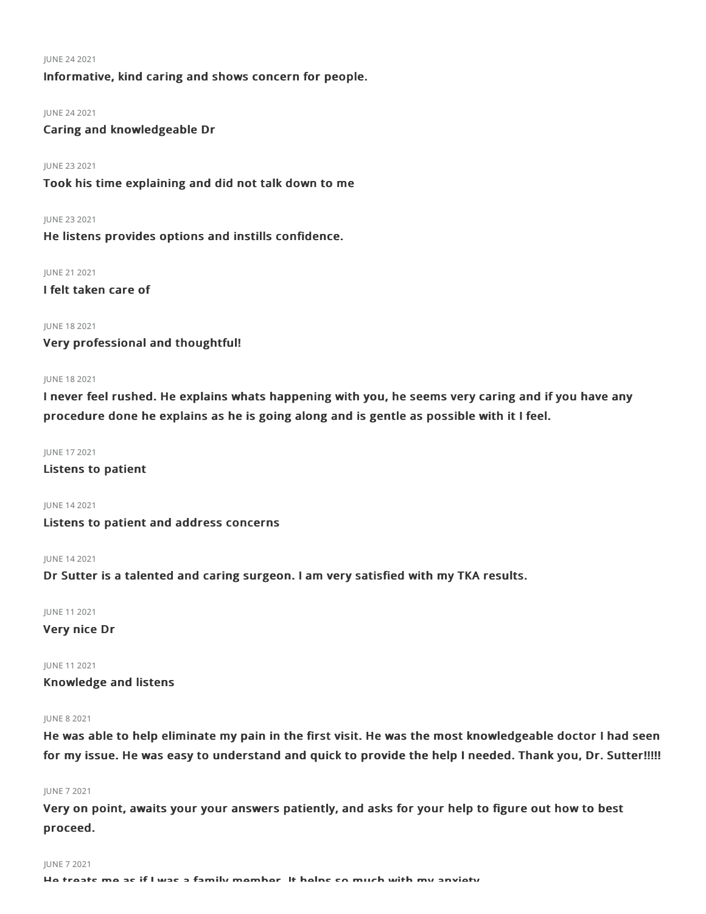JUNE 24 2021

**Informative, kind caring and shows concern for people.**

JUNE 24 2021

**Caring and knowledgeable Dr**

JUNE 23 2021

**Took his time explaining and did not talk down to me**

JUNE 23 2021

**He listens provides options and instills confidence.**

JUNE 21 2021

**I felt taken care of**

JUNE 18 2021

**Very professional and thoughtful!**

JUNE 18 2021

**I never feel rushed. He explains whats happening with you, he seems very caring and if you have any procedure done he explains as he is going along and is gentle as possible with it I feel.**

JUNE 17 2021

**Listens to patient**

JUNE 14 2021

**Listens to patient and address concerns**

JUNE 14 2021

**Dr Sutter is a talented and caring surgeon. I am very satisfied with my TKA results.**

JUNE 11 2021

**Very nice Dr**

JUNE 11 2021

**Knowledge and listens**

JUNE 8 2021

**He was able to help eliminate my pain in the first visit. He was the most knowledgeable doctor I had seen for my issue. He was easy to understand and quick to provide the help I needed. Thank you, Dr. Sutter!!!!!**

JUNE 7 2021

**Very on point, awaits your your answers patiently, and asks for your help to figure out how to best proceed.**

JUNE 7 2021

**He treats me as if I was a family member. It helps so much with my anxiety**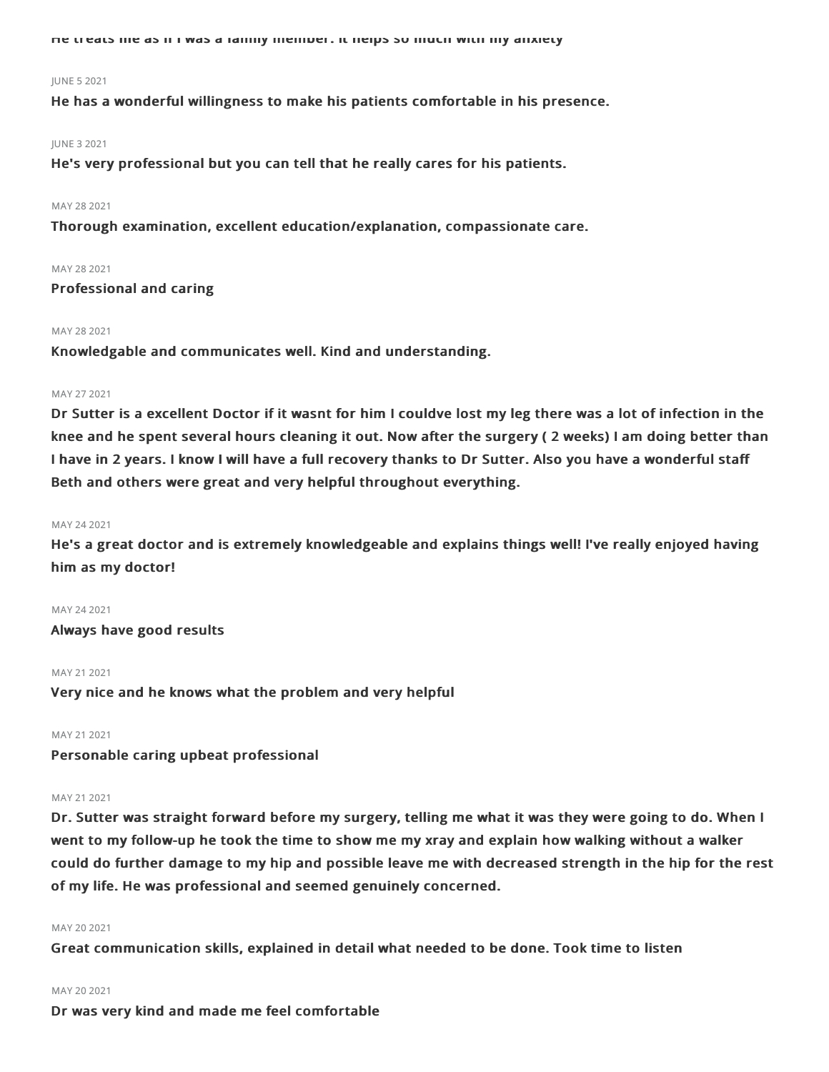He treats me as if I was a family member. It helps so much with my anxiety

JUNE 5 2021

**He has a wonderful willingness to make his patients comfortable in his presence.**

JUNE 3 2021

**He's very professional but you can tell that he really cares for his patients.**

MAY 28 2021

**Thorough examination, excellent education/explanation, compassionate care.**

MAY 28 2021

**Professional and caring**

MAY 28 2021

**Knowledgable and communicates well. Kind and understanding.**

MAY 27 2021

**Dr Sutter is a excellent Doctor if it wasnt for him I couldve lost my leg there was a lot of infection in the knee and he spent several hours cleaning it out. Now after the surgery ( 2 weeks) I am doing better than I have in 2 years. I know I will have a full recovery thanks to Dr Sutter. Also you have a wonderful staff Beth and others were great and very helpful throughout everything.**

MAY 24 2021

**He's a great doctor and is extremely knowledgeable and explains things well! I've really enjoyed having him as my doctor!**

MAY 24 2021

**Always have good results**

MAY 21 2021

**Very nice and he knows what the problem and very helpful**

MAY 21 2021

**Personable caring upbeat professional**

MAY 21 2021

**Dr. Sutter was straight forward before my surgery, telling me what it was they were going to do. When I went to my follow-up he took the time to show me my xray and explain how walking without a walker could do further damage to my hip and possible leave me with decreased strength in the hip for the rest of my life. He was professional and seemed genuinely concerned.**

MAY 20 2021

**Great communication skills, explained in detail what needed to be done. Took time to listen**

MAY 20 2021

**Dr was very kind and made me feel comfortable**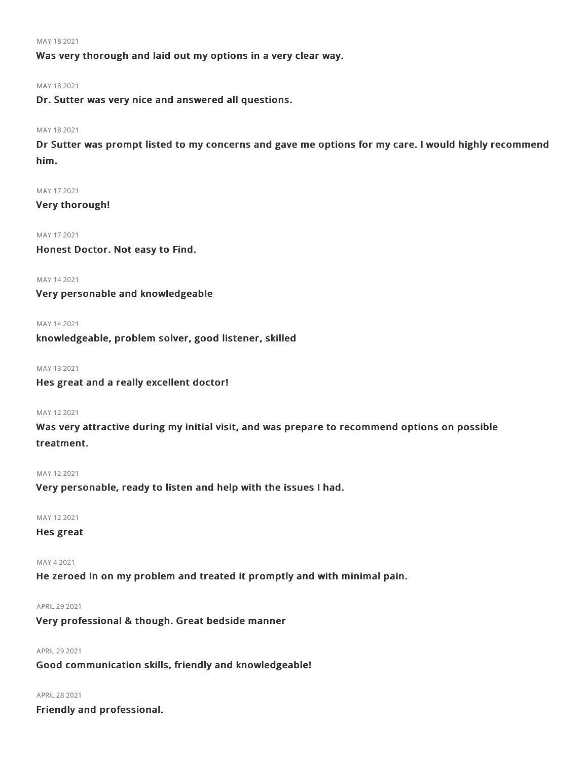MAY 18 2021

**Was very thorough and laid out my options in a very clear way.**

MAY 18 2021

**Dr. Sutter was very nice and answered all questions.**

MAY 18 2021

**Dr Sutter was prompt listed to my concerns and gave me options for my care. I would highly recommend him.**

MAY 17 2021

**Very thorough!**

MAY 17 2021

**Honest Doctor. Not easy to Find.**

MAY 14 2021

**Very personable and knowledgeable**

MAY 14 2021

**knowledgeable, problem solver, good listener, skilled**

MAY 13 2021

**Hes great and a really excellent doctor!**

MAY 12 2021

**Was very attractive during my initial visit, and was prepare to recommend options on possible treatment.**

MAY 12 2021

**Very personable, ready to listen and help with the issues I had.**

MAY 12 2021

**Hes great**

MAY 4 2021

**He zeroed in on my problem and treated it promptly and with minimal pain.**

APRIL 29 2021

**Very professional & though. Great bedside manner**

APRIL 29 2021

**Good communication skills, friendly and knowledgeable!**

APRIL 28 2021

**Friendly and professional.**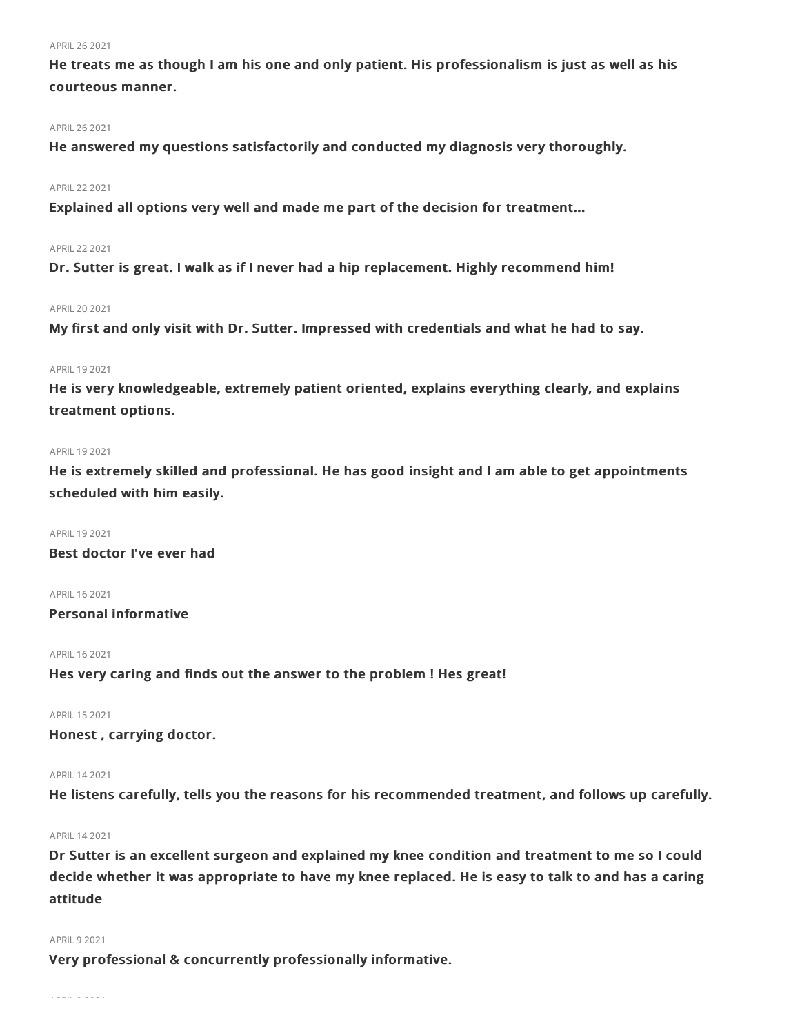APRIL 26 2021

**He treats me as though I am his one and only patient. His professionalism is just as well as his courteous manner.**

APRIL 26 2021

**He answered my questions satisfactorily and conducted my diagnosis very thoroughly.**

APRIL 22 2021

**Explained all options very well and made me part of the decision for treatment...**

APRIL 22 2021

**Dr. Sutter is great. I walk as if I never had a hip replacement. Highly recommend him!**

APRIL 20 2021

**My first and only visit with Dr. Sutter. Impressed with credentials and what he had to say.**

APRIL 19 2021

**He is very knowledgeable, extremely patient oriented, explains everything clearly, and explains treatment options.**

APRIL 19 2021

**He is extremely skilled and professional. He has good insight and I am able to get appointments scheduled with him easily.**

APRIL 19 2021

**Best doctor I've ever had**

APRIL 16 2021

**Personal informative**

APRIL 16 2021

**Hes very caring and finds out the answer to the problem ! Hes great!**

APRIL 15 2021

**Honest , carrying doctor.**

APRIL 14 2021

**He listens carefully, tells you the reasons for his recommended treatment, and follows up carefully.**

APRIL 14 2021

**Dr Sutter is an excellent surgeon and explained my knee condition and treatment to me so I could decide whether it was appropriate to have my knee replaced. He is easy to talk to and has a caring attitude**

APRIL 9 2021

**Very professional & concurrently professionally informative.**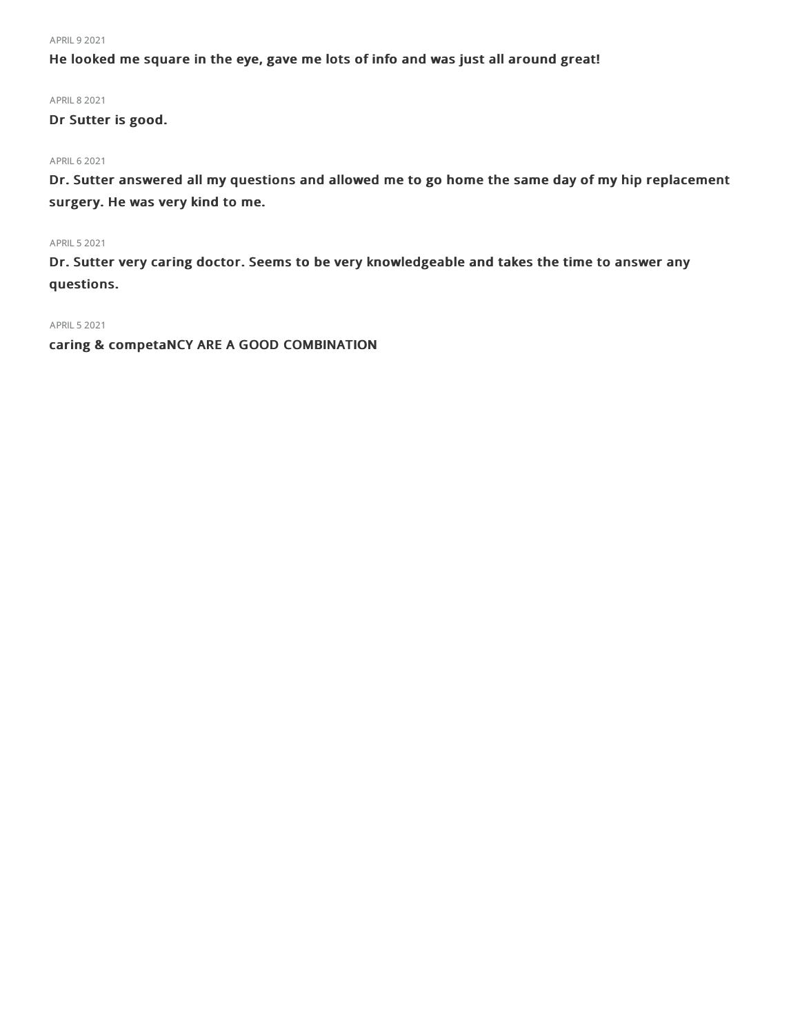APRIL 9 2021

**He looked me square in the eye, gave me lots of info and was just all around great!**

APRIL 8 2021

**Dr Sutter is good.**

APRIL 6 2021

**Dr. Sutter answered all my questions and allowed me to go home the same day of my hip replacement surgery. He was very kind to me.**

APRIL 5 2021

**Dr. Sutter very caring doctor. Seems to be very knowledgeable and takes the time to answer any questions.**

APRIL 5 2021

**caring & competaNCY ARE A GOOD COMBINATION**